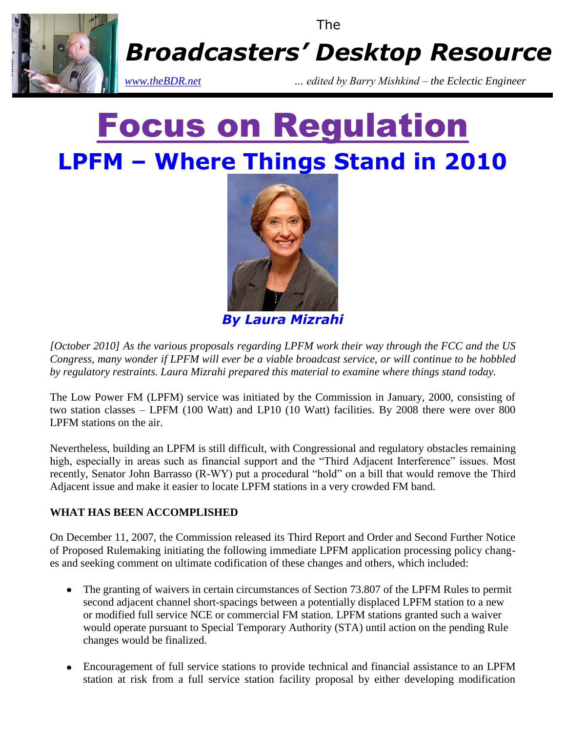The

# *Broadcasters' Desktop Resource*

*www.theBDR.net* *... edited by Barry Mishkind – the Eclectic Engineer*

# Focus on Regulation

## LPFM – Where Things Stand in 2010

***By Laura Mizrahi***

*[October 2010] As the various proposals regarding LPFM work their way through the FCC and the US Congress, many wonder if LPFM will ever be a viable broadcast service, or will continue to be hobbled by regulatory restraints. Laura Mizrahi prepared this material to examine where things stand today.*

The Low Power FM (LPFM) service was initiated by the Commission in January, 2000, consisting of two station classes – LPFM (100 Watt) and LP10 (10 Watt) facilities. By 2008 there were over 800 LPFM stations on the air.

Nevertheless, building an LPFM is still difficult, with Congressional and regulatory obstacles remaining high, especially in areas such as financial support and the "Third Adjacent Interference" issues. Most recently, Senator John Barrasso (R-WY) put a procedural "hold" on a bill that would remove the Third Adjacent issue and make it easier to locate LPFM stations in a very crowded FM band.

**WHAT HAS BEEN ACCOMPLISHED**

On December 11, 2007, the Commission released its Third Report and Order and Second Further Notice of Proposed Rulemaking initiating the following immediate LPFM application processing policy changes and seeking comment on ultimate codification of these changes and others, which included:

- The granting of waivers in certain circumstances of Section 73.807 of the LPFM Rules to permit second adjacent channel short-spacings between a potentially displaced LPFM station to a new or modified full service NCE or commercial FM station. LPFM stations granted such a waiver would operate pursuant to Special Temporary Authority (STA) until action on the pending Rule changes would be finalized.

- Encouragement of full service stations to provide technical and financial assistance to an LPFM station at risk from a full service station facility proposal by either developing modification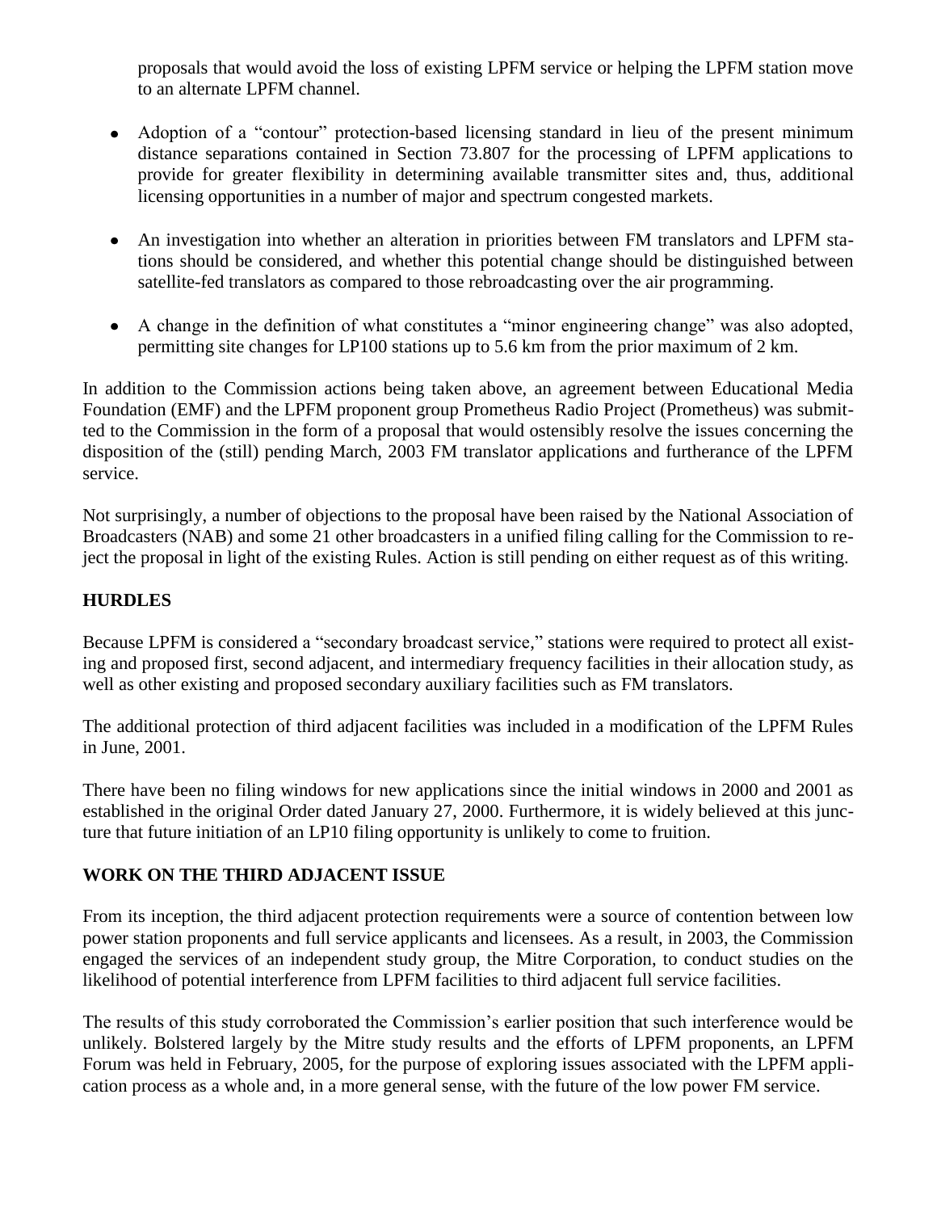proposals that would avoid the loss of existing LPFM service or helping the LPFM station move to an alternate LPFM channel.

- Adoption of a "contour" protection-based licensing standard in lieu of the present minimum distance separations contained in Section 73.807 for the processing of LPFM applications to provide for greater flexibility in determining available transmitter sites and, thus, additional licensing opportunities in a number of major and spectrum congested markets.

- An investigation into whether an alteration in priorities between FM translators and LPFM stations should be considered, and whether this potential change should be distinguished between satellite-fed translators as compared to those rebroadcasting over the air programming.

- A change in the definition of what constitutes a "minor engineering change" was also adopted, permitting site changes for LP100 stations up to 5.6 km from the prior maximum of 2 km.

In addition to the Commission actions being taken above, an agreement between Educational Media Foundation (EMF) and the LPFM proponent group Prometheus Radio Project (Prometheus) was submitted to the Commission in the form of a proposal that would ostensibly resolve the issues concerning the disposition of the (still) pending March, 2003 FM translator applications and furtherance of the LPFM service.

Not surprisingly, a number of objections to the proposal have been raised by the National Association of Broadcasters (NAB) and some 21 other broadcasters in a unified filing calling for the Commission to reject the proposal in light of the existing Rules. Action is still pending on either request as of this writing.

## HURDLES

Because LPFM is considered a "secondary broadcast service," stations were required to protect all existing and proposed first, second adjacent, and intermediary frequency facilities in their allocation study, as well as other existing and proposed secondary auxiliary facilities such as FM translators.

The additional protection of third adjacent facilities was included in a modification of the LPFM Rules in June, 2001.

There have been no filing windows for new applications since the initial windows in 2000 and 2001 as established in the original Order dated January 27, 2000. Furthermore, it is widely believed at this juncture that future initiation of an LP10 filing opportunity is unlikely to come to fruition.

## WORK ON THE THIRD ADJACENT ISSUE

From its inception, the third adjacent protection requirements were a source of contention between low power station proponents and full service applicants and licensees. As a result, in 2003, the Commission engaged the services of an independent study group, the Mitre Corporation, to conduct studies on the likelihood of potential interference from LPFM facilities to third adjacent full service facilities.

The results of this study corroborated the Commission's earlier position that such interference would be unlikely. Bolstered largely by the Mitre study results and the efforts of LPFM proponents, an LPFM Forum was held in February, 2005, for the purpose of exploring issues associated with the LPFM application process as a whole and, in a more general sense, with the future of the low power FM service.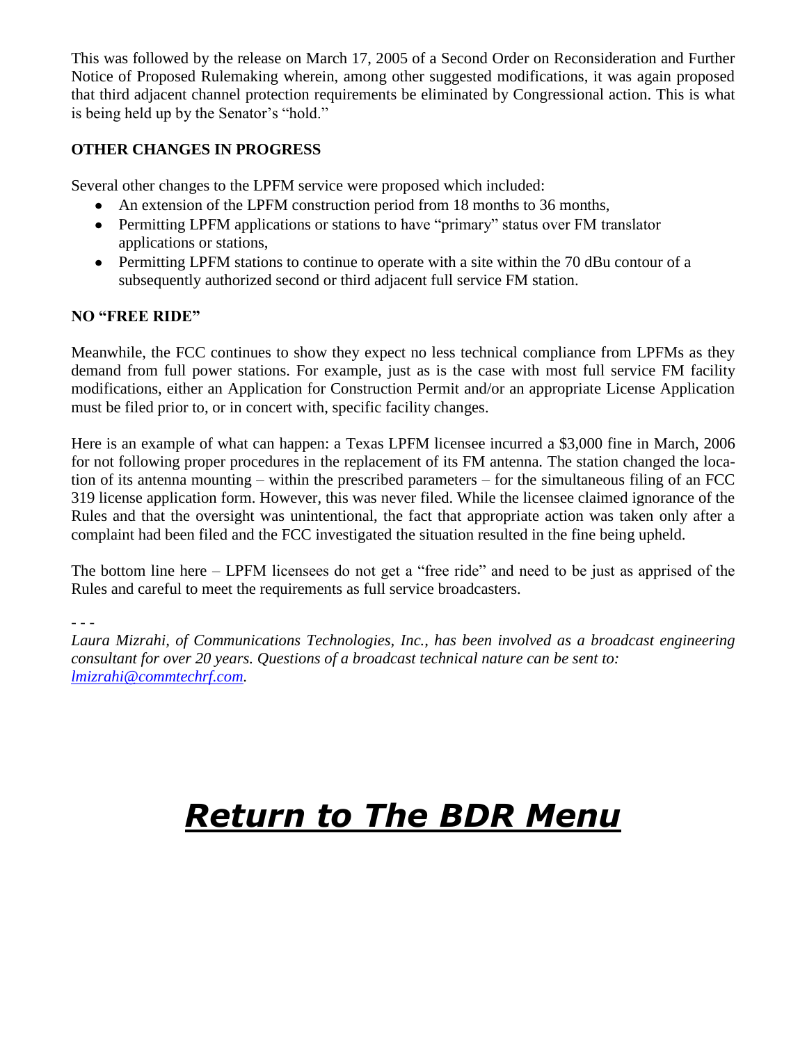This was followed by the release on March 17, 2005 of a Second Order on Reconsideration and Further Notice of Proposed Rulemaking wherein, among other suggested modifications, it was again proposed that third adjacent channel protection requirements be eliminated by Congressional action. This is what is being held up by the Senator's "hold."

**OTHER CHANGES IN PROGRESS**

Several other changes to the LPFM service were proposed which included:

- An extension of the LPFM construction period from 18 months to 36 months,
- Permitting LPFM applications or stations to have "primary" status over FM translator applications or stations,
- Permitting LPFM stations to continue to operate with a site within the 70 dBu contour of a subsequently authorized second or third adjacent full service FM station.

**NO "FREE RIDE"**

Meanwhile, the FCC continues to show they expect no less technical compliance from LPFMs as they demand from full power stations. For example, just as is the case with most full service FM facility modifications, either an Application for Construction Permit and/or an appropriate License Application must be filed prior to, or in concert with, specific facility changes.

Here is an example of what can happen: a Texas LPFM licensee incurred a $3,000 fine in March, 2006 for not following proper procedures in the replacement of its FM antenna. The station changed the location of its antenna mounting – within the prescribed parameters – for the simultaneous filing of an FCC 319 license application form. However, this was never filed. While the licensee claimed ignorance of the Rules and that the oversight was unintentional, the fact that appropriate action was taken only after a complaint had been filed and the FCC investigated the situation resulted in the fine being upheld.

The bottom line here – LPFM licensees do not get a "free ride" and need to be just as apprised of the Rules and careful to meet the requirements as full service broadcasters.

- - -

*Laura Mizrahi, of Communications Technologies, Inc., has been involved as a broadcast engineering consultant for over 20 years. Questions of a broadcast technical nature can be sent to: lmizrahi@commtechrf.com.*

# *Return to The BDR Menu*